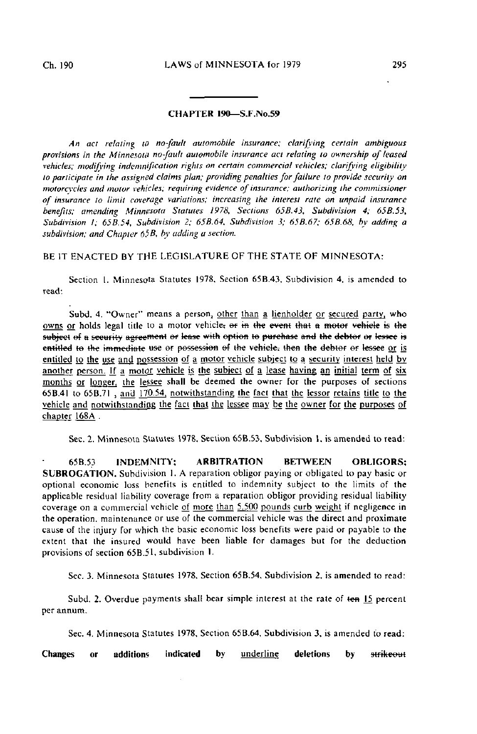## CHAPTER 190—S.F.No.59

*An act relating to no-fault automobile insurance; clarifying certain ambiguous provisions in the Minnesota no-fault automobile insurance act relating to ownership of leased vehicles; modifying indemnification rights on certain commercial vehicles; clarifying eligibility to participate in the assigned claims plan; providing penalties for failure to provide security on motorcycles and motor vehicles; requiring evidence of insurance; authorizing the commissioner of insurance to limit coverage variations; increasing the interest rate on unpaid insurance benefits; amending Minnesota Statutes 1978, Sections 65B.43, Subdivision 4; 65B.53, Subdivision 1; 65B.54, Subdivision 2; 65B.64, Subdivision 3; 65B.67; 65B.68, by adding a subdivision; and Chapter 65B, by adding a section.*

BE IT ENACTED BY THE LEGISLATURE OF THE STATE OF MINNESOTA:

Section 1. Minnesota Statutes 1978, Section 65B.43, Subdivision 4, is amended to read:

Subd. 4. "Owner" means a person, <u>other than a lienholder or secured party,</u> who <u>owns or</u> holds legal title to a motor vehicle~~, or in the event that a motor vehicle is the subject of a security agreement or lease with option to purchase and the debtor or lessee is entitled to the immediate use or possession of the vehicle, then the debtor or lessee~~ <u>or is entitled to the use and possession of a motor vehicle subject to a security interest held by another person. If a motor vehicle is the subject of a lease having an initial term of six months or longer, the lessee</u> shall be deemed the owner for the purposes of sections 65B.41 to 65B.71 <u>, and 170.54, notwithstanding the fact that the lessor retains title to the vehicle and notwithstanding the fact that the lessee may be the owner for the purposes of chapter 168A</u> .

Sec. 2. Minnesota Statutes 1978, Section 65B.53, Subdivision 1, is amended to read:

65B.53 **INDEMNITY; ARBITRATION BETWEEN OBLIGORS; SUBROGATION.** Subdivision 1. A reparation obligor paying or obligated to pay basic or optional economic loss benefits is entitled to indemnity subject to the limits of the applicable residual liability coverage from a reparation obligor providing residual liability coverage on a commercial vehicle <u>of more than 5,500 pounds curb weight</u> if negligence in the operation, maintenance or use of the commercial vehicle was the direct and proximate cause of the injury for which the basic economic loss benefits were paid or payable to the extent that the insured would have been liable for damages but for the deduction provisions of section 65B.51, subdivision 1.

Sec. 3. Minnesota Statutes 1978, Section 65B.54, Subdivision 2, is amended to read:

Subd. 2. Overdue payments shall bear simple interest at the rate of ~~ten~~ <u>15</u> percent per annum.

Sec. 4. Minnesota Statutes 1978, Section 65B.64, Subdivision 3, is amended to read:

**Changes or additions indicated by** <u>underline</u> **deletions by** ~~strikeout~~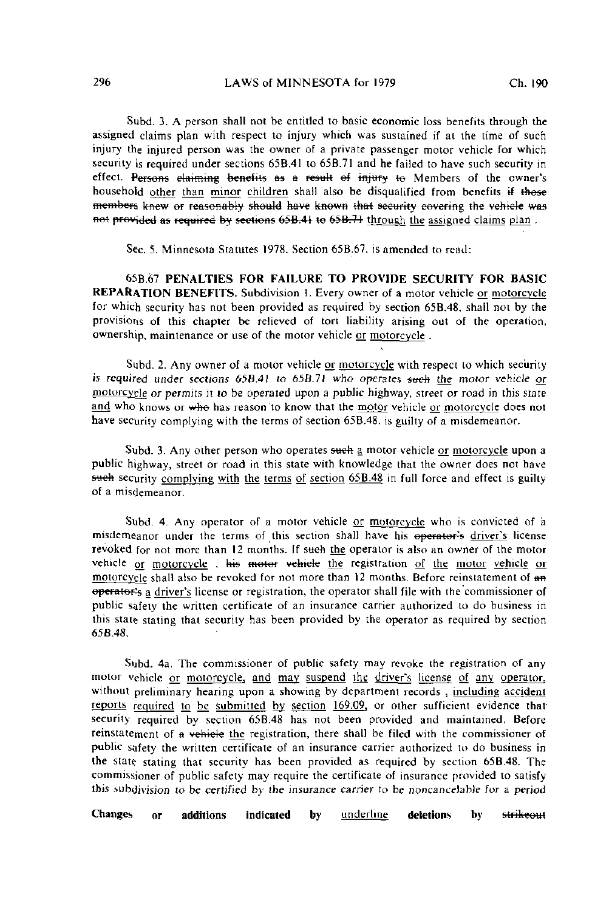Subd. 3. A person shall not be entitled to basic economic loss benefits through the assigned claims plan with respect to injury which was sustained if at the time of such injury the injured person was the owner of a private passenger motor vehicle for which security is required under sections 65B.41 to 65B.71 and he failed to have such security in effect. ~~Persons claiming benefits as a result of injury to~~ Members of the owner's household <u>other than minor children</u> shall also be disqualified from benefits ~~if these members knew or reasonably should have known that security covering the vehicle was not provided as required by sections 65B.41 to 65B.71~~ <u>through the assigned claims plan</u> .

Sec. 5. Minnesota Statutes 1978, Section 65B.67, is amended to read:

65B.67 **PENALTIES FOR FAILURE TO PROVIDE SECURITY FOR BASIC REPARATION BENEFITS.** Subdivision 1. Every owner of a motor vehicle <u>or motorcycle</u> for which security has not been provided as required by section 65B.48, shall not by the provisions of this chapter be relieved of tort liability arising out of the operation, ownership, maintenance or use of the motor vehicle <u>or motorcycle</u> .

Subd. 2. Any owner of a motor vehicle <u>or motorcycle</u> with respect to which security is required under sections 65B.41 to 65B.71 who operates ~~such~~ <u>the</u> motor vehicle <u>or motorcycle</u> or permits it to be operated upon a public highway, street or road in this state <u>and</u> who knows or ~~who~~ has reason to know that the <u>motor</u> vehicle <u>or motorcycle</u> does not have security complying with the terms of section 65B.48, is guilty of a misdemeanor.

Subd. 3. Any other person who operates ~~such~~ <u>a</u> motor vehicle <u>or motorcycle</u> upon a public highway, street or road in this state with knowledge that the owner does not have ~~such~~ security <u>complying with the terms of section 65B.48</u> in full force and effect is guilty of a misdemeanor.

Subd. 4. Any operator of a motor vehicle <u>or motorcycle</u> who is convicted of a misdemeanor under the terms of this section shall have his ~~operator's~~ <u>driver's</u> license revoked for not more than 12 months. If ~~such~~ <u>the</u> operator is also an owner of the motor vehicle <u>or motorcycle</u> , ~~his motor vehicle~~ <u>the</u> registration <u>of the motor vehicle or motorcycle</u> shall also be revoked for not more than 12 months. Before reinstatement of ~~an operator's~~ <u>a driver's</u> license or registration, the operator shall file with the commissioner of public safety the written certificate of an insurance carrier authorized to do business in this state stating that security has been provided by the operator as required by section 65B.48.

Subd. 4a. The commissioner of public safety may revoke the registration of any motor vehicle <u>or motorcycle, and may suspend the driver's license of any operator,</u> without preliminary hearing upon a showing by department records , <u>including accident reports required to be submitted by section 169.09,</u> or other sufficient evidence that security required by section 65B.48 has not been provided and maintained. Before reinstatement of ~~a vehicle~~ <u>the</u> registration, there shall be filed with the commissioner of public safety the written certificate of an insurance carrier authorized to do business in the state stating that security has been provided as required by section 65B.48. The commissioner of public safety may require the certificate of insurance provided to satisfy this subdivision to be certified by the insurance carrier to be noncancelable for a period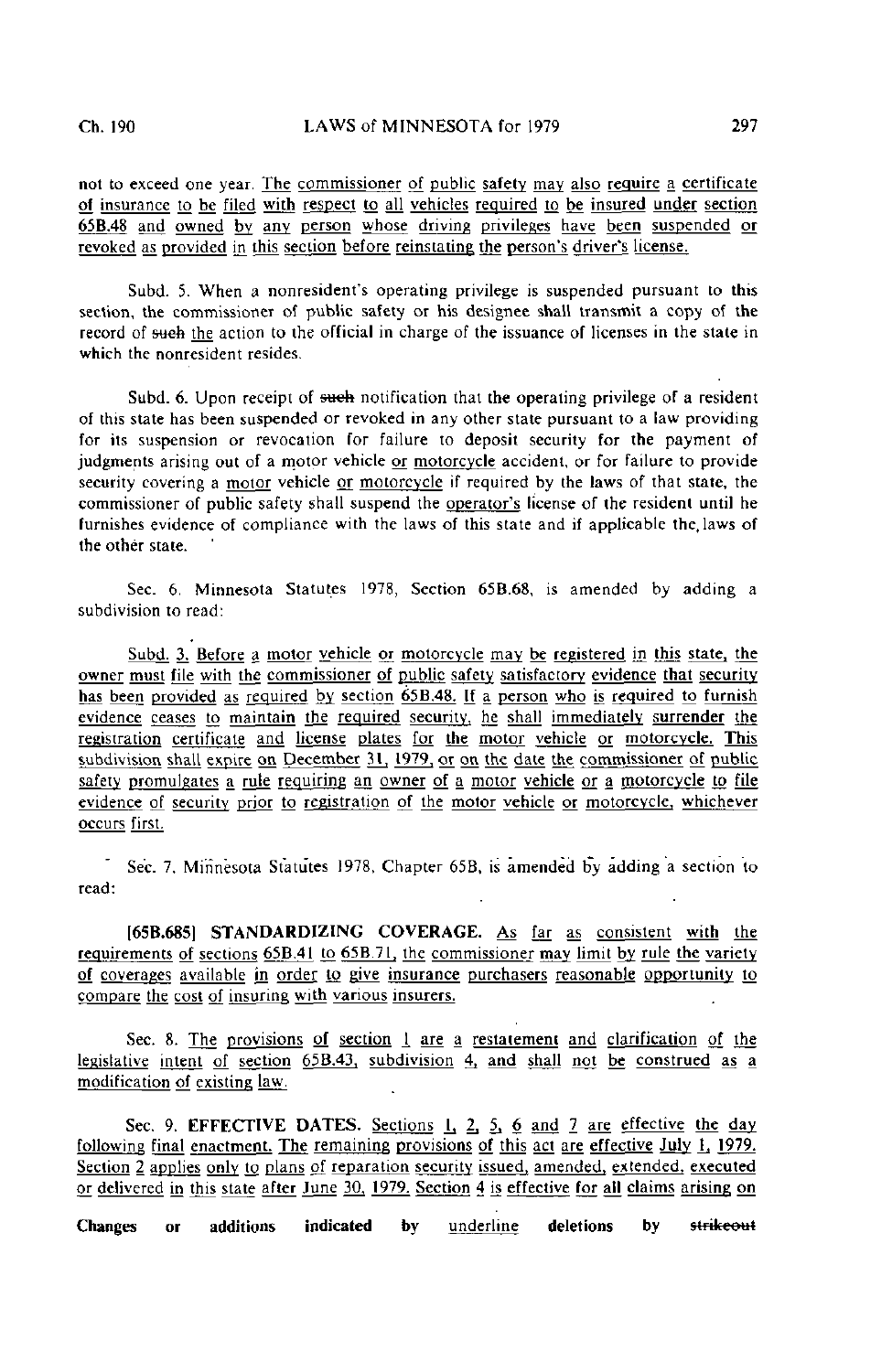not to exceed one year. The commissioner of public safety may also require a certificate of insurance to be filed with respect to all vehicles required to be insured under section 65B.48 and owned by any person whose driving privileges have been suspended or revoked as provided in this section before reinstating the person's driver's license.

Subd. 5. When a nonresident's operating privilege is suspended pursuant to this section, the commissioner of public safety or his designee shall transmit a copy of the record of ~~such~~ the action to the official in charge of the issuance of licenses in the state in which the nonresident resides.

Subd. 6. Upon receipt of ~~such~~ notification that the operating privilege of a resident of this state has been suspended or revoked in any other state pursuant to a law providing for its suspension or revocation for failure to deposit security for the payment of judgments arising out of a motor vehicle or motorcycle accident, or for failure to provide security covering a motor vehicle or motorcycle if required by the laws of that state, the commissioner of public safety shall suspend the operator's license of the resident until he furnishes evidence of compliance with the laws of this state and if applicable the laws of the other state.

Sec. 6. Minnesota Statutes 1978, Section 65B.68, is amended by adding a subdivision to read:

Subd. 3. Before a motor vehicle or motorcycle may be registered in this state, the owner must file with the commissioner of public safety satisfactory evidence that security has been provided as required by section 65B.48. If a person who is required to furnish evidence ceases to maintain the required security, he shall immediately surrender the registration certificate and license plates for the motor vehicle or motorcycle. This subdivision shall expire on December 31, 1979, or on the date the commissioner of public safety promulgates a rule requiring an owner of a motor vehicle or a motorcycle to file evidence of security prior to registration of the motor vehicle or motorcycle, whichever occurs first.

Sec. 7. Minnesota Statutes 1978, Chapter 65B, is amended by adding a section to read:

**[65B.685] STANDARDIZING COVERAGE.** As far as consistent with the requirements of sections 65B.41 to 65B.71, the commissioner may limit by rule the variety of coverages available in order to give insurance purchasers reasonable opportunity to compare the cost of insuring with various insurers.

Sec. 8. The provisions of section 1 are a restatement and clarification of the legislative intent of section 65B.43, subdivision 4, and shall not be construed as a modification of existing law.

Sec. 9. **EFFECTIVE DATES.** Sections 1, 2, 5, 6 and 7 are effective the day following final enactment. The remaining provisions of this act are effective July 1, 1979. Section 2 applies only to plans of reparation security issued, amended, extended, executed or delivered in this state after June 30, 1979. Section 4 is effective for all claims arising on

**Changes or additions indicated by** underline **deletions by** ~~strikeout~~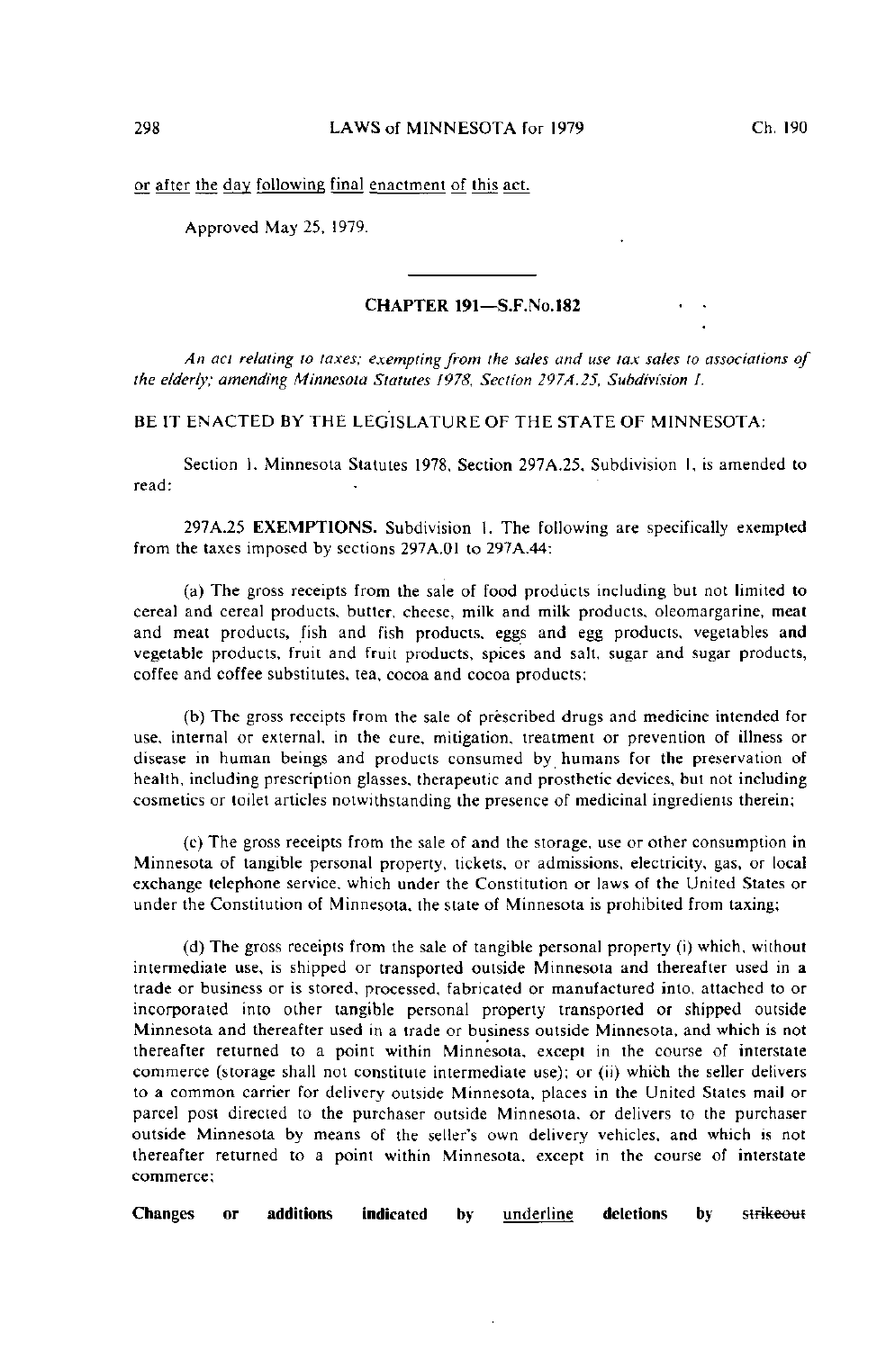or after the day following final enactment of this act.

Approved May 25, 1979.

---

## CHAPTER 191—S.F.No.182

*An act relating to taxes; exempting from the sales and use tax sales to associations of the elderly; amending Minnesota Statutes 1978, Section 297A.25, Subdivision 1.*

BE IT ENACTED BY THE LEGISLATURE OF THE STATE OF MINNESOTA:

Section 1. Minnesota Statutes 1978, Section 297A.25, Subdivision 1, is amended to read:

297A.25 **EXEMPTIONS.** Subdivision 1. The following are specifically exempted from the taxes imposed by sections 297A.01 to 297A.44:

(a) The gross receipts from the sale of food products including but not limited to cereal and cereal products, butter, cheese, milk and milk products, oleomargarine, meat and meat products, fish and fish products, eggs and egg products, vegetables and vegetable products, fruit and fruit products, spices and salt, sugar and sugar products, coffee and coffee substitutes, tea, cocoa and cocoa products;

(b) The gross receipts from the sale of prescribed drugs and medicine intended for use, internal or external, in the cure, mitigation, treatment or prevention of illness or disease in human beings and products consumed by humans for the preservation of health, including prescription glasses, therapeutic and prosthetic devices, but not including cosmetics or toilet articles notwithstanding the presence of medicinal ingredients therein;

(c) The gross receipts from the sale of and the storage, use or other consumption in Minnesota of tangible personal property, tickets, or admissions, electricity, gas, or local exchange telephone service, which under the Constitution or laws of the United States or under the Constitution of Minnesota, the state of Minnesota is prohibited from taxing;

(d) The gross receipts from the sale of tangible personal property (i) which, without intermediate use, is shipped or transported outside Minnesota and thereafter used in a trade or business or is stored, processed, fabricated or manufactured into, attached to or incorporated into other tangible personal property transported or shipped outside Minnesota and thereafter used in a trade or business outside Minnesota, and which is not thereafter returned to a point within Minnesota, except in the course of interstate commerce (storage shall not constitute intermediate use); or (ii) which the seller delivers to a common carrier for delivery outside Minnesota, places in the United States mail or parcel post directed to the purchaser outside Minnesota, or delivers to the purchaser outside Minnesota by means of the seller's own delivery vehicles, and which is not thereafter returned to a point within Minnesota, except in the course of interstate commerce;

**Changes or additions indicated by** underline **deletions by** ~~strikeout~~